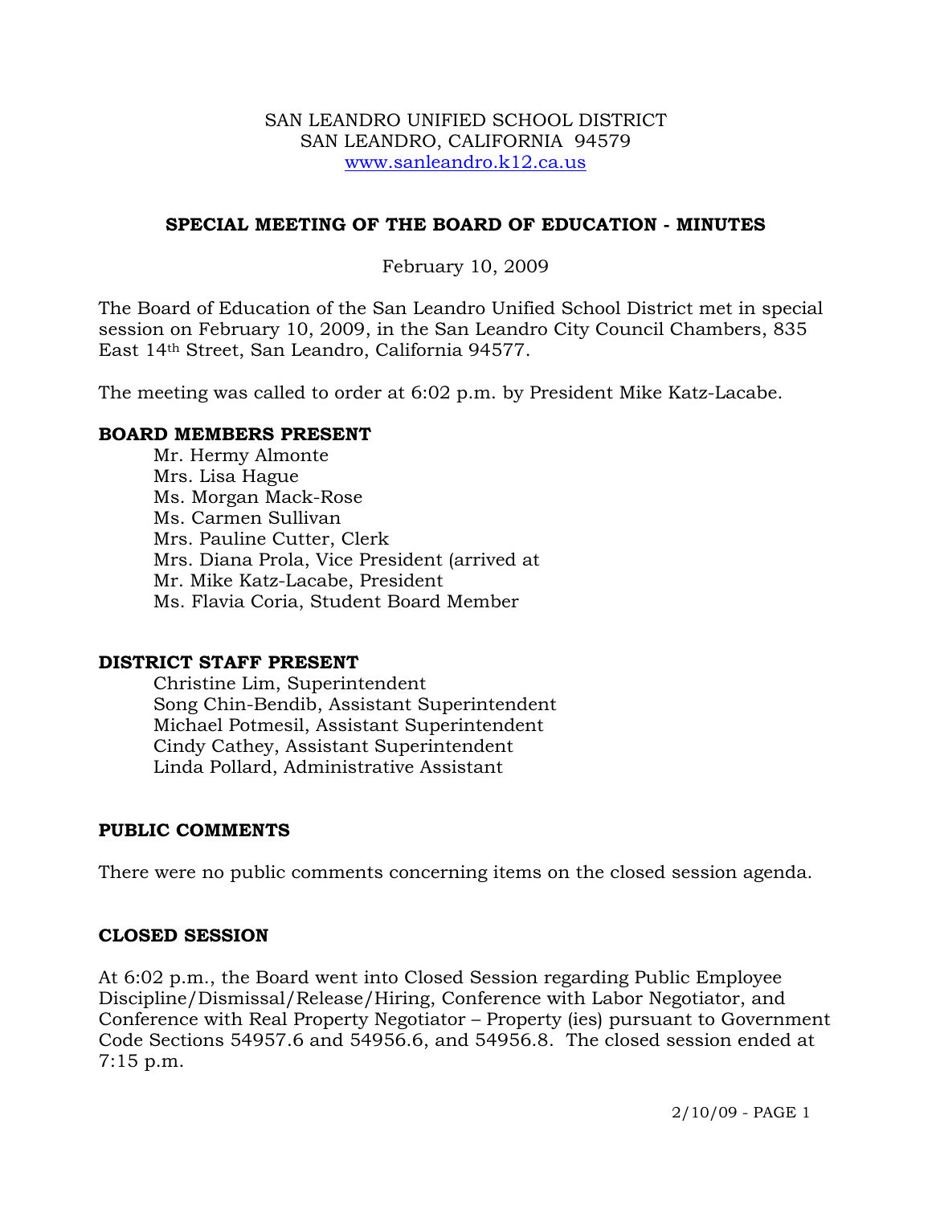SAN LEANDRO UNIFIED SCHOOL DISTRICT
SAN LEANDRO, CALIFORNIA 94579
www.sanleandro.k12.ca.us

# SPECIAL MEETING OF THE BOARD OF EDUCATION - MINUTES

February 10, 2009

The Board of Education of the San Leandro Unified School District met in special session on February 10, 2009, in the San Leandro City Council Chambers, 835 East 14th Street, San Leandro, California 94577.

The meeting was called to order at 6:02 p.m. by President Mike Katz-Lacabe.

## BOARD MEMBERS PRESENT

- Mr. Hermy Almonte
- Mrs. Lisa Hague
- Ms. Morgan Mack-Rose
- Ms. Carmen Sullivan
- Mrs. Pauline Cutter, Clerk
- Mrs. Diana Prola, Vice President (arrived at
- Mr. Mike Katz-Lacabe, President
- Ms. Flavia Coria, Student Board Member

## DISTRICT STAFF PRESENT

- Christine Lim, Superintendent
- Song Chin-Bendib, Assistant Superintendent
- Michael Potmesil, Assistant Superintendent
- Cindy Cathey, Assistant Superintendent
- Linda Pollard, Administrative Assistant

## PUBLIC COMMENTS

There were no public comments concerning items on the closed session agenda.

## CLOSED SESSION

At 6:02 p.m., the Board went into Closed Session regarding Public Employee Discipline/Dismissal/Release/Hiring, Conference with Labor Negotiator, and Conference with Real Property Negotiator – Property (ies) pursuant to Government Code Sections 54957.6 and 54956.6, and 54956.8. The closed session ended at 7:15 p.m.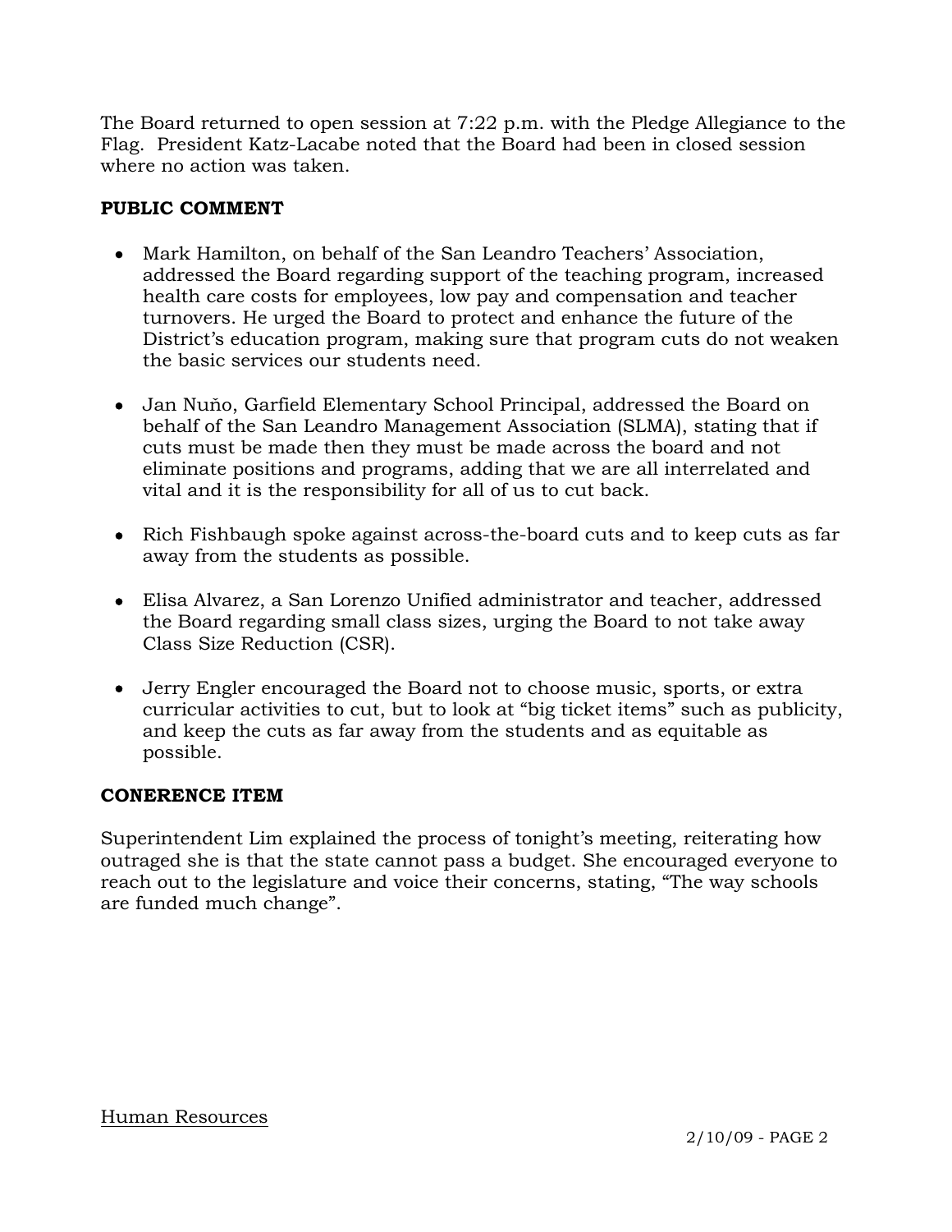The Board returned to open session at 7:22 p.m. with the Pledge Allegiance to the Flag. President Katz-Lacabe noted that the Board had been in closed session where no action was taken.

**PUBLIC COMMENT**

- Mark Hamilton, on behalf of the San Leandro Teachers' Association, addressed the Board regarding support of the teaching program, increased health care costs for employees, low pay and compensation and teacher turnovers. He urged the Board to protect and enhance the future of the District's education program, making sure that program cuts do not weaken the basic services our students need.

- Jan Nuňo, Garfield Elementary School Principal, addressed the Board on behalf of the San Leandro Management Association (SLMA), stating that if cuts must be made then they must be made across the board and not eliminate positions and programs, adding that we are all interrelated and vital and it is the responsibility for all of us to cut back.

- Rich Fishbaugh spoke against across-the-board cuts and to keep cuts as far away from the students as possible.

- Elisa Alvarez, a San Lorenzo Unified administrator and teacher, addressed the Board regarding small class sizes, urging the Board to not take away Class Size Reduction (CSR).

- Jerry Engler encouraged the Board not to choose music, sports, or extra curricular activities to cut, but to look at "big ticket items" such as publicity, and keep the cuts as far away from the students and as equitable as possible.

**CONERENCE ITEM**

Superintendent Lim explained the process of tonight's meeting, reiterating how outraged she is that the state cannot pass a budget. She encouraged everyone to reach out to the legislature and voice their concerns, stating, "The way schools are funded much change".

Human Resources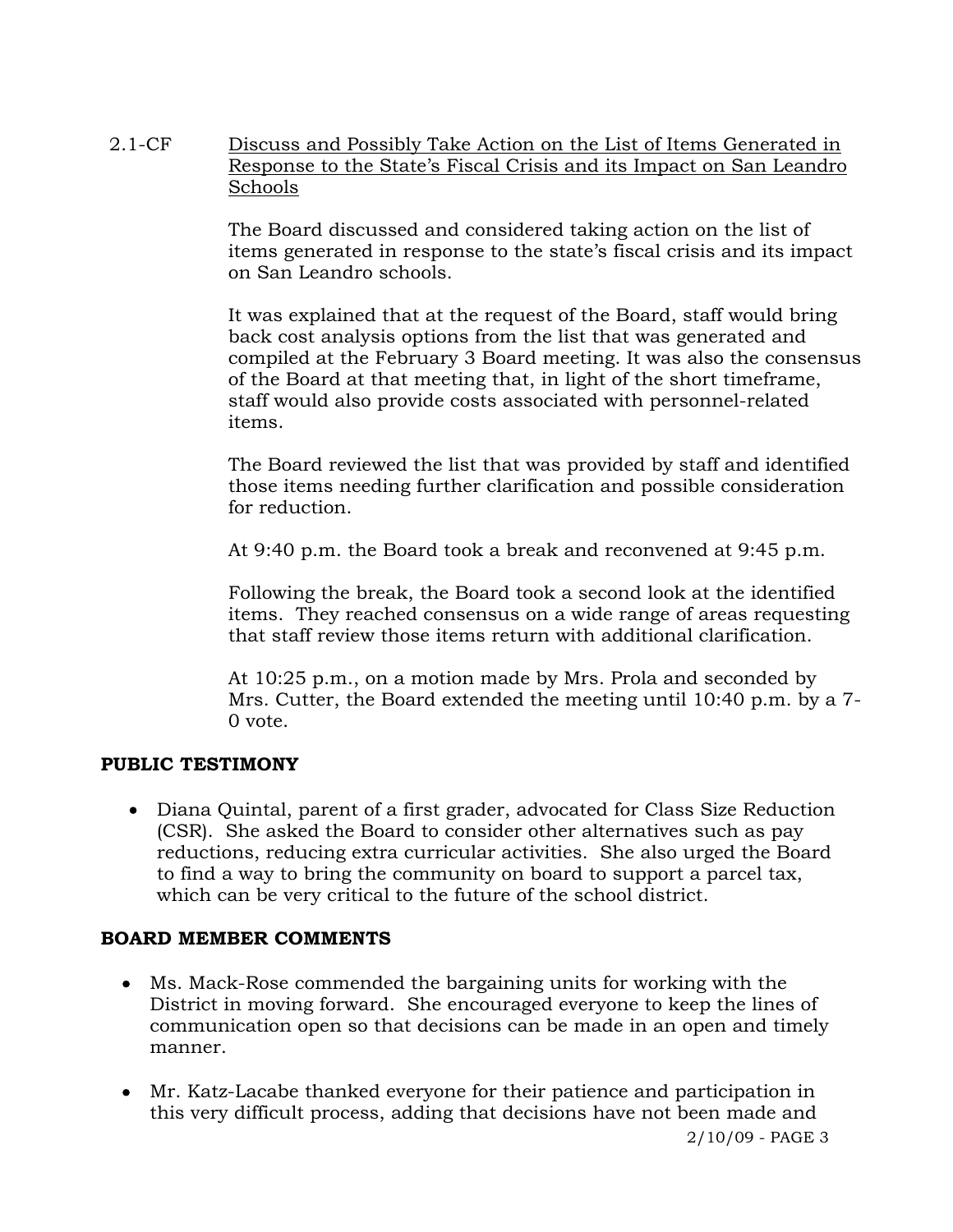2.1-CF Discuss and Possibly Take Action on the List of Items Generated in Response to the State's Fiscal Crisis and its Impact on San Leandro Schools

The Board discussed and considered taking action on the list of items generated in response to the state's fiscal crisis and its impact on San Leandro schools.

It was explained that at the request of the Board, staff would bring back cost analysis options from the list that was generated and compiled at the February 3 Board meeting. It was also the consensus of the Board at that meeting that, in light of the short timeframe, staff would also provide costs associated with personnel-related items.

The Board reviewed the list that was provided by staff and identified those items needing further clarification and possible consideration for reduction.

At 9:40 p.m. the Board took a break and reconvened at 9:45 p.m.

Following the break, the Board took a second look at the identified items. They reached consensus on a wide range of areas requesting that staff review those items return with additional clarification.

At 10:25 p.m., on a motion made by Mrs. Prola and seconded by Mrs. Cutter, the Board extended the meeting until 10:40 p.m. by a 7-0 vote.

**PUBLIC TESTIMONY**

- Diana Quintal, parent of a first grader, advocated for Class Size Reduction (CSR). She asked the Board to consider other alternatives such as pay reductions, reducing extra curricular activities. She also urged the Board to find a way to bring the community on board to support a parcel tax, which can be very critical to the future of the school district.

**BOARD MEMBER COMMENTS**

- Ms. Mack-Rose commended the bargaining units for working with the District in moving forward. She encouraged everyone to keep the lines of communication open so that decisions can be made in an open and timely manner.

- Mr. Katz-Lacabe thanked everyone for their patience and participation in this very difficult process, adding that decisions have not been made and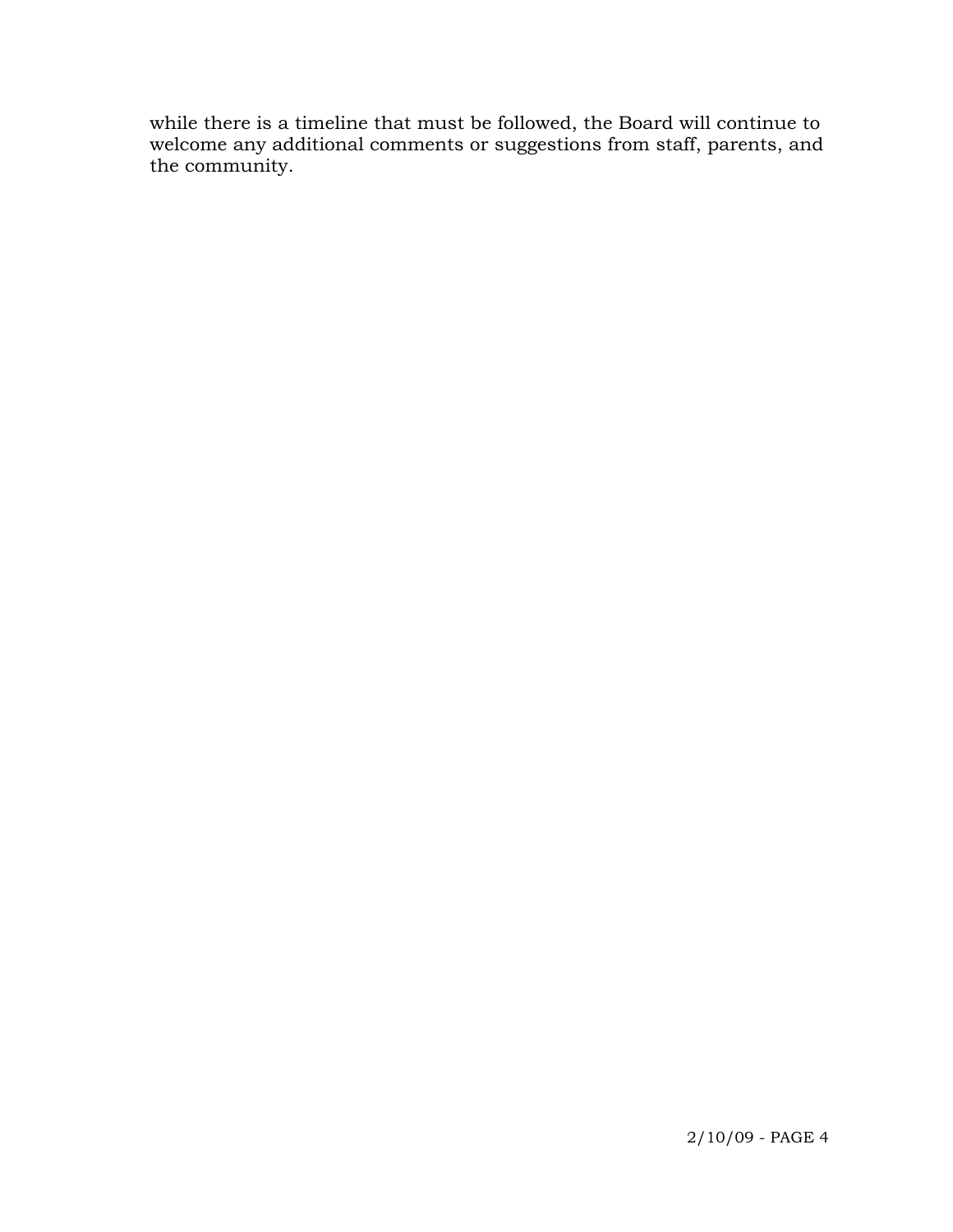while there is a timeline that must be followed, the Board will continue to welcome any additional comments or suggestions from staff, parents, and the community.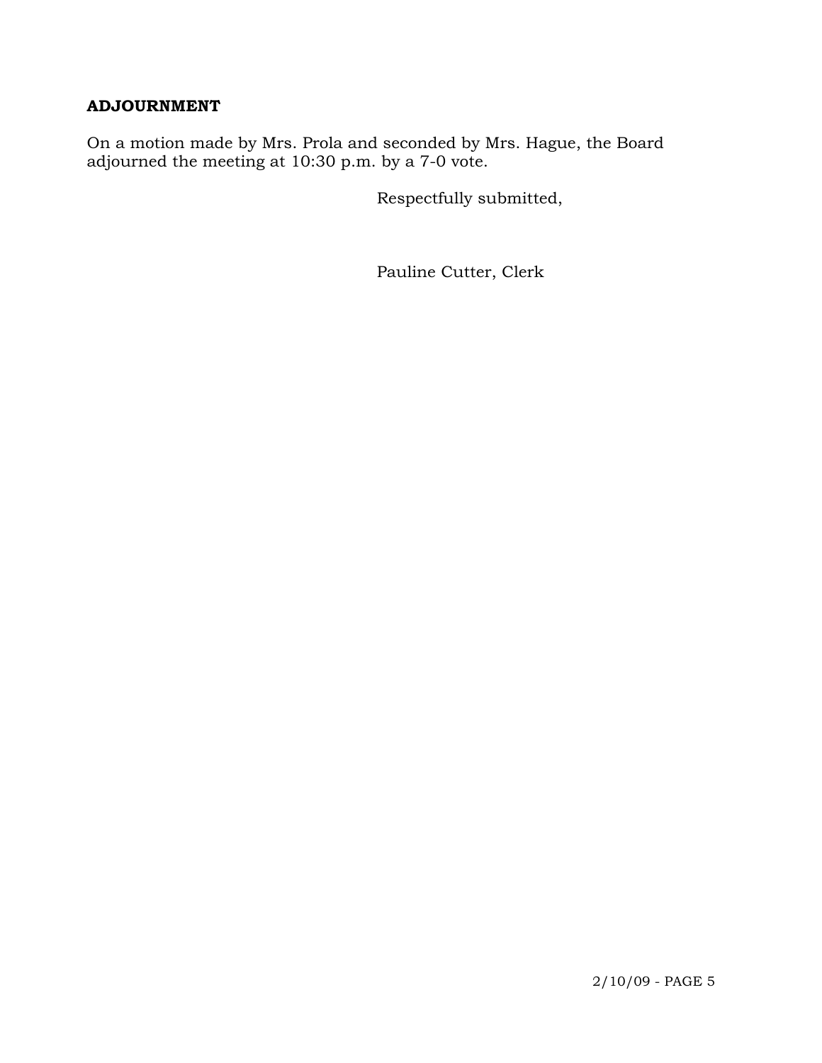**ADJOURNMENT**

On a motion made by Mrs. Prola and seconded by Mrs. Hague, the Board adjourned the meeting at 10:30 p.m. by a 7-0 vote.

Respectfully submitted,

Pauline Cutter, Clerk